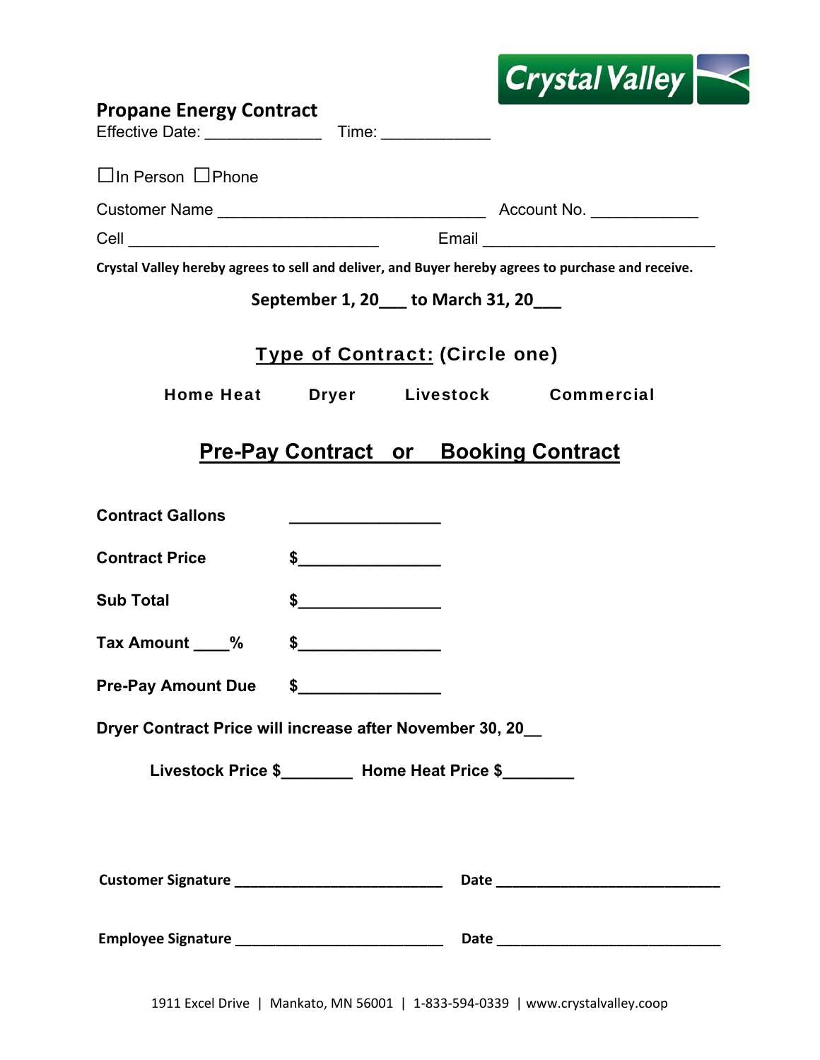Crystal Valley

## Propane Energy Contract

Effective Date: _____________ Time: ____________

☐In Person ☐Phone

Customer Name ______________________________ Account No. ____________

Cell ____________________________ Email __________________________

**Crystal Valley hereby agrees to sell and deliver, and Buyer hereby agrees to purchase and receive.**

**September 1, 20___ to March 31, 20___**

**Type of Contract: (Circle one)**

**Home Heat Dryer Livestock Commercial**

## Pre-Pay Contract or Booking Contract

**Contract Gallons** _________________

**Contract Price** $________________

**Sub Total** $________________

**Tax Amount ____%** $________________

**Pre-Pay Amount Due** $________________

**Dryer Contract Price will increase after November 30, 20__**

**Livestock Price $________ Home Heat Price $________**

**Customer Signature** __________________________ **Date** ____________________________

**Employee Signature** __________________________ **Date** ____________________________

1911 Excel Drive | Mankato, MN 56001 | 1-833-594-0339 | www.crystalvalley.coop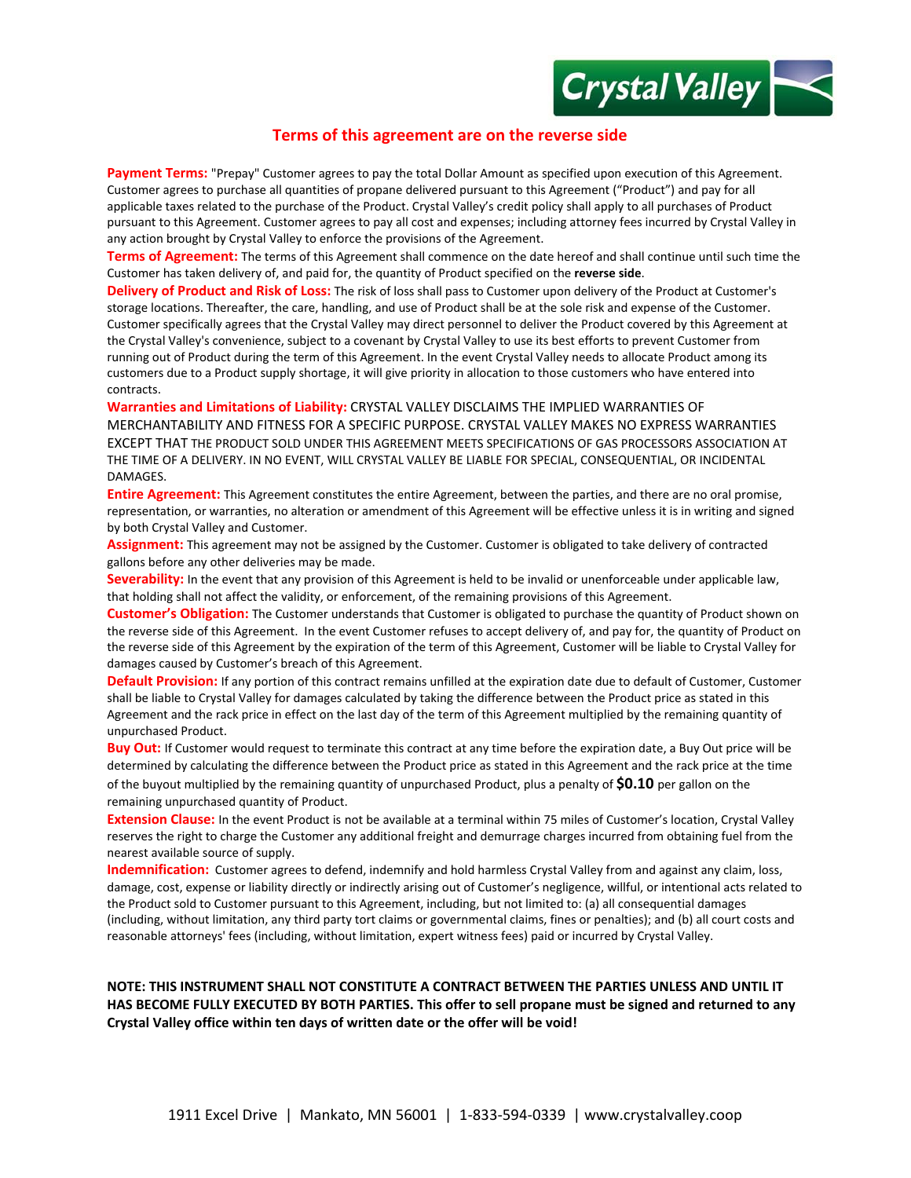Crystal Valley

## Terms of this agreement are on the reverse side

**Payment Terms:** "Prepay" Customer agrees to pay the total Dollar Amount as specified upon execution of this Agreement. Customer agrees to purchase all quantities of propane delivered pursuant to this Agreement ("Product") and pay for all applicable taxes related to the purchase of the Product. Crystal Valley's credit policy shall apply to all purchases of Product pursuant to this Agreement. Customer agrees to pay all cost and expenses; including attorney fees incurred by Crystal Valley in any action brought by Crystal Valley to enforce the provisions of the Agreement.

**Terms of Agreement:** The terms of this Agreement shall commence on the date hereof and shall continue until such time the Customer has taken delivery of, and paid for, the quantity of Product specified on the **reverse side**.

**Delivery of Product and Risk of Loss:** The risk of loss shall pass to Customer upon delivery of the Product at Customer's storage locations. Thereafter, the care, handling, and use of Product shall be at the sole risk and expense of the Customer. Customer specifically agrees that the Crystal Valley may direct personnel to deliver the Product covered by this Agreement at the Crystal Valley's convenience, subject to a covenant by Crystal Valley to use its best efforts to prevent Customer from running out of Product during the term of this Agreement. In the event Crystal Valley needs to allocate Product among its customers due to a Product supply shortage, it will give priority in allocation to those customers who have entered into contracts.

**Warranties and Limitations of Liability:** CRYSTAL VALLEY DISCLAIMS THE IMPLIED WARRANTIES OF MERCHANTABILITY AND FITNESS FOR A SPECIFIC PURPOSE. CRYSTAL VALLEY MAKES NO EXPRESS WARRANTIES EXCEPT THAT THE PRODUCT SOLD UNDER THIS AGREEMENT MEETS SPECIFICATIONS OF GAS PROCESSORS ASSOCIATION AT THE TIME OF A DELIVERY. IN NO EVENT, WILL CRYSTAL VALLEY BE LIABLE FOR SPECIAL, CONSEQUENTIAL, OR INCIDENTAL DAMAGES.

**Entire Agreement:** This Agreement constitutes the entire Agreement, between the parties, and there are no oral promise, representation, or warranties, no alteration or amendment of this Agreement will be effective unless it is in writing and signed by both Crystal Valley and Customer.

**Assignment:** This agreement may not be assigned by the Customer. Customer is obligated to take delivery of contracted gallons before any other deliveries may be made.

**Severability:** In the event that any provision of this Agreement is held to be invalid or unenforceable under applicable law, that holding shall not affect the validity, or enforcement, of the remaining provisions of this Agreement.

**Customer's Obligation:** The Customer understands that Customer is obligated to purchase the quantity of Product shown on the reverse side of this Agreement. In the event Customer refuses to accept delivery of, and pay for, the quantity of Product on the reverse side of this Agreement by the expiration of the term of this Agreement, Customer will be liable to Crystal Valley for damages caused by Customer's breach of this Agreement.

**Default Provision:** If any portion of this contract remains unfilled at the expiration date due to default of Customer, Customer shall be liable to Crystal Valley for damages calculated by taking the difference between the Product price as stated in this Agreement and the rack price in effect on the last day of the term of this Agreement multiplied by the remaining quantity of unpurchased Product.

**Buy Out:** If Customer would request to terminate this contract at any time before the expiration date, a Buy Out price will be determined by calculating the difference between the Product price as stated in this Agreement and the rack price at the time of the buyout multiplied by the remaining quantity of unpurchased Product, plus a penalty of **$0.10** per gallon on the remaining unpurchased quantity of Product.

**Extension Clause:** In the event Product is not be available at a terminal within 75 miles of Customer's location, Crystal Valley reserves the right to charge the Customer any additional freight and demurrage charges incurred from obtaining fuel from the nearest available source of supply.

**Indemnification:** Customer agrees to defend, indemnify and hold harmless Crystal Valley from and against any claim, loss, damage, cost, expense or liability directly or indirectly arising out of Customer's negligence, willful, or intentional acts related to the Product sold to Customer pursuant to this Agreement, including, but not limited to: (a) all consequential damages (including, without limitation, any third party tort claims or governmental claims, fines or penalties); and (b) all court costs and reasonable attorneys' fees (including, without limitation, expert witness fees) paid or incurred by Crystal Valley.

**NOTE: THIS INSTRUMENT SHALL NOT CONSTITUTE A CONTRACT BETWEEN THE PARTIES UNLESS AND UNTIL IT HAS BECOME FULLY EXECUTED BY BOTH PARTIES. This offer to sell propane must be signed and returned to any Crystal Valley office within ten days of written date or the offer will be void!**

1911 Excel Drive | Mankato, MN 56001 | 1-833-594-0339 | www.crystalvalley.coop